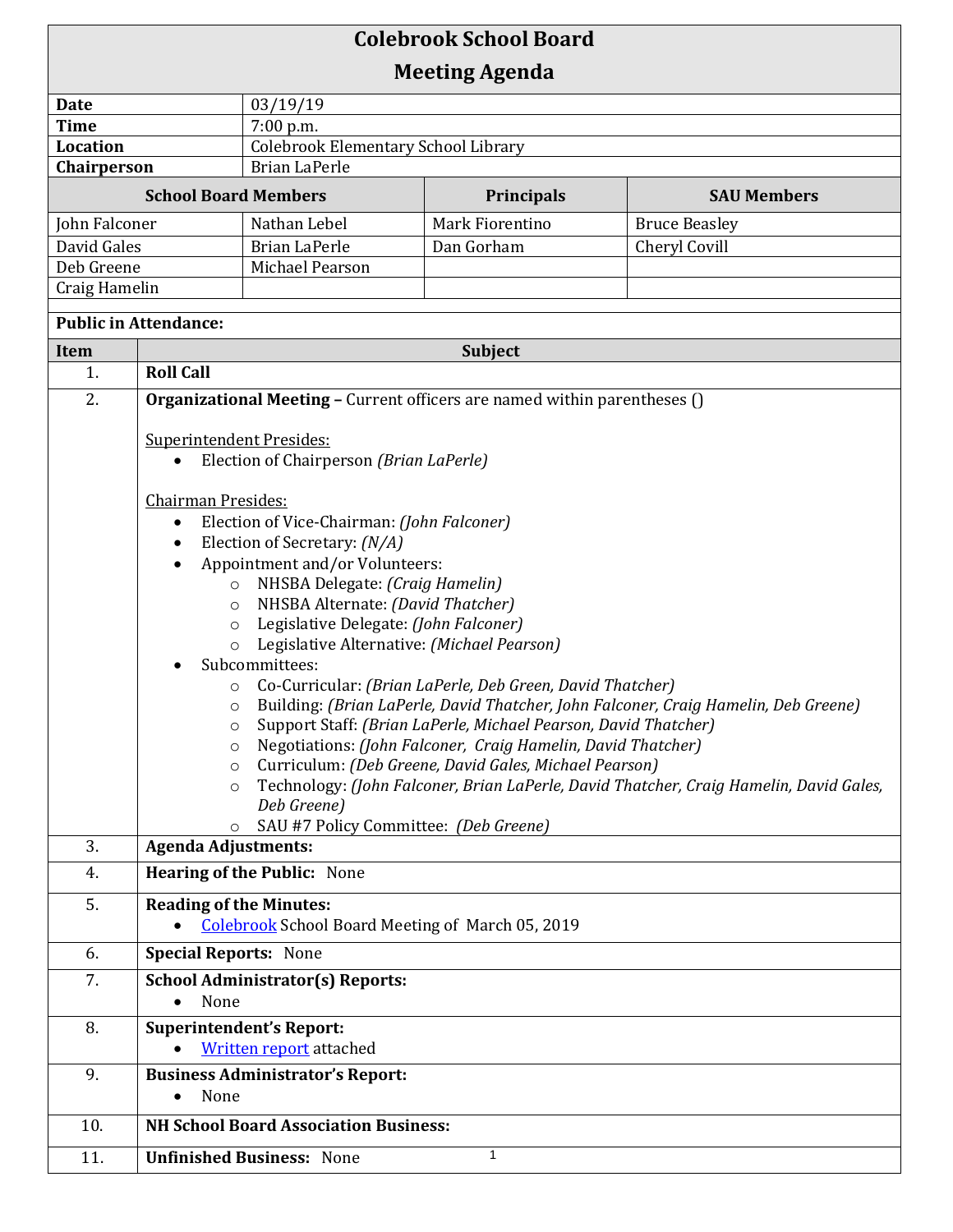# Colebrook School Board
## Meeting Agenda

| | |
|---|---|
| **Date** | 03/19/19 |
| **Time** | 7:00 p.m. |
| **Location** | Colebrook Elementary School Library |
| **Chairperson** | Brian LaPerle |

| School Board Members | | Principals | SAU Members |
|---|---|---|---|
| John Falconer | Nathan Lebel | Mark Fiorentino | Bruce Beasley |
| David Gales | Brian LaPerle | Dan Gorham | Cheryl Covill |
| Deb Greene | Michael Pearson | | |
| Craig Hamelin | | | |

**Public in Attendance:**

| Item | Subject |
|---|---|
| 1. | **Roll Call** |
| 2. | **Organizational Meeting –** Current officers are named within parentheses () <br><br> Superintendent Presides: <br> • Election of Chairperson *(Brian LaPerle)* <br><br> Chairman Presides: <br> • Election of Vice-Chairman: *(John Falconer)* <br> • Election of Secretary: *(N/A)* <br> • Appointment and/or Volunteers: <br> ○ NHSBA Delegate: *(Craig Hamelin)* <br> ○ NHSBA Alternate: *(David Thatcher)* <br> ○ Legislative Delegate: *(John Falconer)* <br> ○ Legislative Alternative: *(Michael Pearson)* <br> • Subcommittees: <br> ○ Co-Curricular: *(Brian LaPerle, Deb Green, David Thatcher)* <br> ○ Building: *(Brian LaPerle, David Thatcher, John Falconer, Craig Hamelin, Deb Greene)* <br> ○ Support Staff: *(Brian LaPerle, Michael Pearson, David Thatcher)* <br> ○ Negotiations: *(John Falconer, Craig Hamelin, David Thatcher)* <br> ○ Curriculum: *(Deb Greene, David Gales, Michael Pearson)* <br> ○ Technology: *(John Falconer, Brian LaPerle, David Thatcher, Craig Hamelin, David Gales, Deb Greene)* <br> ○ SAU #7 Policy Committee: *(Deb Greene)* |
| 3. | **Agenda Adjustments:** |
| 4. | **Hearing of the Public:** None |
| 5. | **Reading of the Minutes:** <br> • Colebrook School Board Meeting of March 05, 2019 |
| 6. | **Special Reports:** None |
| 7. | **School Administrator(s) Reports:** <br> • None |
| 8. | **Superintendent's Report:** <br> • Written report attached |
| 9. | **Business Administrator's Report:** <br> • None |
| 10. | **NH School Board Association Business:** |
| 11. | **Unfinished Business:** None |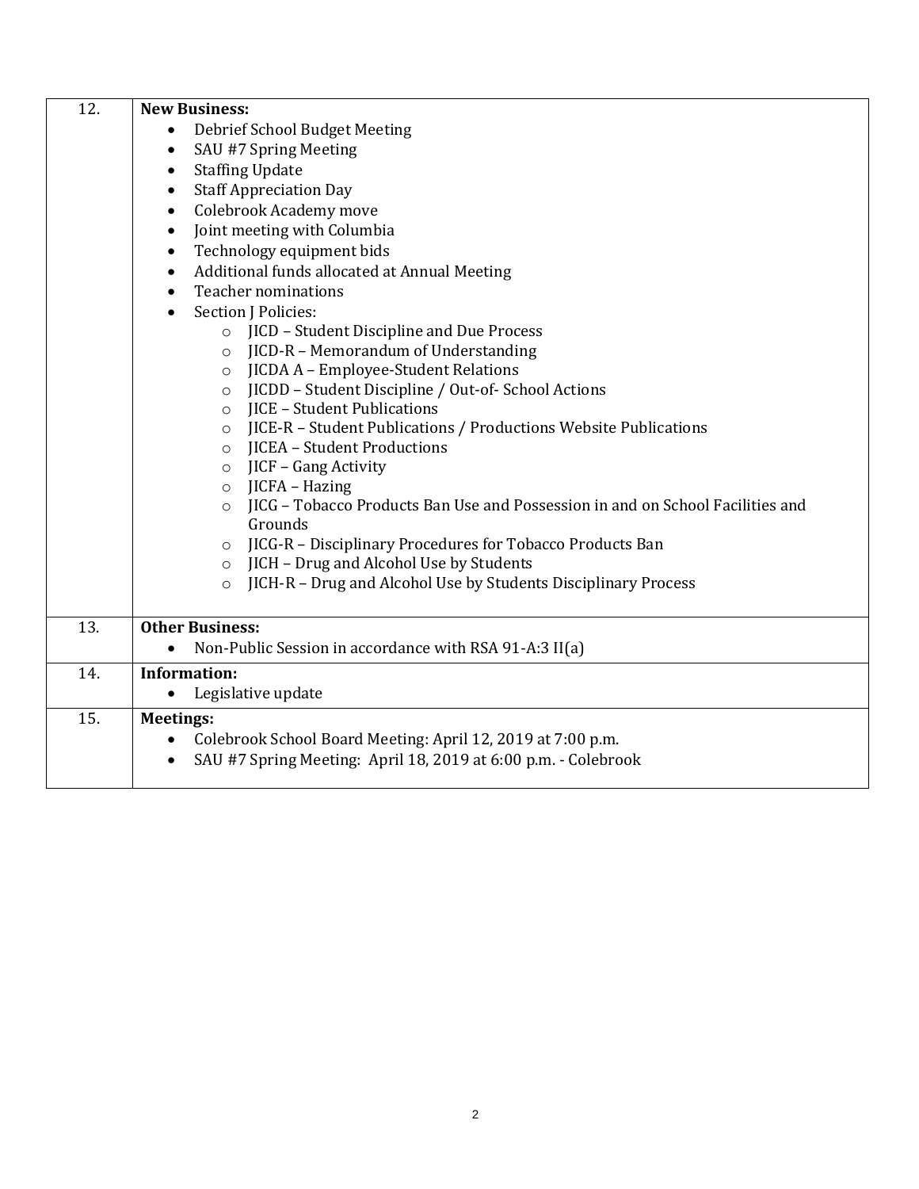| | |
|---|---|
| 12. | **New Business:**<br>• Debrief School Budget Meeting<br>• SAU #7 Spring Meeting<br>• Staffing Update<br>• Staff Appreciation Day<br>• Colebrook Academy move<br>• Joint meeting with Columbia<br>• Technology equipment bids<br>• Additional funds allocated at Annual Meeting<br>• Teacher nominations<br>• Section J Policies:<br>  ○ JICD – Student Discipline and Due Process<br>  ○ JICD-R – Memorandum of Understanding<br>  ○ JICDA A – Employee-Student Relations<br>  ○ JICDD – Student Discipline / Out-of- School Actions<br>  ○ JICE – Student Publications<br>  ○ JICE-R – Student Publications / Productions Website Publications<br>  ○ JICEA – Student Productions<br>  ○ JICF – Gang Activity<br>  ○ JICFA – Hazing<br>  ○ JICG – Tobacco Products Ban Use and Possession in and on School Facilities and Grounds<br>  ○ JICG-R – Disciplinary Procedures for Tobacco Products Ban<br>  ○ JICH – Drug and Alcohol Use by Students<br>  ○ JICH-R – Drug and Alcohol Use by Students Disciplinary Process |
| 13. | **Other Business:**<br>• Non-Public Session in accordance with RSA 91-A:3 II(a) |
| 14. | **Information:**<br>• Legislative update |
| 15. | **Meetings:**<br>• Colebrook School Board Meeting: April 12, 2019 at 7:00 p.m.<br>• SAU #7 Spring Meeting: April 18, 2019 at 6:00 p.m. - Colebrook |